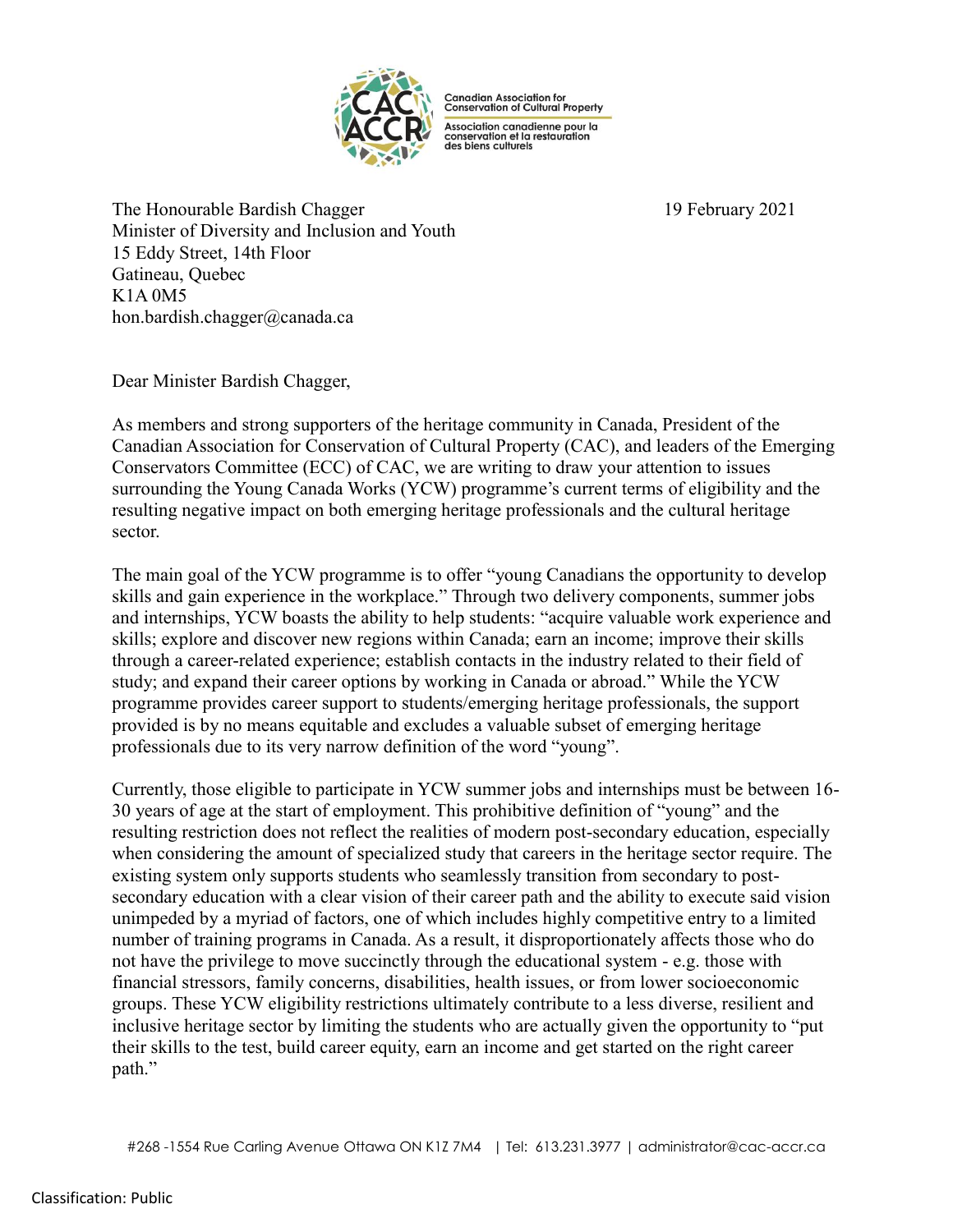Canadian Association for Conservation of Cultural Property

Association canadienne pour la conservation et la restauration des biens culturels

The Honourable Bardish Chagger
Minister of Diversity and Inclusion and Youth
15 Eddy Street, 14th Floor
Gatineau, Quebec
K1A 0M5
hon.bardish.chagger@canada.ca

19 February 2021

Dear Minister Bardish Chagger,

As members and strong supporters of the heritage community in Canada, President of the Canadian Association for Conservation of Cultural Property (CAC), and leaders of the Emerging Conservators Committee (ECC) of CAC, we are writing to draw your attention to issues surrounding the Young Canada Works (YCW) programme's current terms of eligibility and the resulting negative impact on both emerging heritage professionals and the cultural heritage sector.

The main goal of the YCW programme is to offer "young Canadians the opportunity to develop skills and gain experience in the workplace." Through two delivery components, summer jobs and internships, YCW boasts the ability to help students: "acquire valuable work experience and skills; explore and discover new regions within Canada; earn an income; improve their skills through a career-related experience; establish contacts in the industry related to their field of study; and expand their career options by working in Canada or abroad." While the YCW programme provides career support to students/emerging heritage professionals, the support provided is by no means equitable and excludes a valuable subset of emerging heritage professionals due to its very narrow definition of the word "young".

Currently, those eligible to participate in YCW summer jobs and internships must be between 16-30 years of age at the start of employment. This prohibitive definition of "young" and the resulting restriction does not reflect the realities of modern post-secondary education, especially when considering the amount of specialized study that careers in the heritage sector require. The existing system only supports students who seamlessly transition from secondary to post-secondary education with a clear vision of their career path and the ability to execute said vision unimpeded by a myriad of factors, one of which includes highly competitive entry to a limited number of training programs in Canada. As a result, it disproportionately affects those who do not have the privilege to move succinctly through the educational system - e.g. those with financial stressors, family concerns, disabilities, health issues, or from lower socioeconomic groups. These YCW eligibility restrictions ultimately contribute to a less diverse, resilient and inclusive heritage sector by limiting the students who are actually given the opportunity to "put their skills to the test, build career equity, earn an income and get started on the right career path."

#268 -1554 Rue Carling Avenue Ottawa ON K1Z 7M4 | Tel: 613.231.3977 | administrator@cac-accr.ca

Classification: Public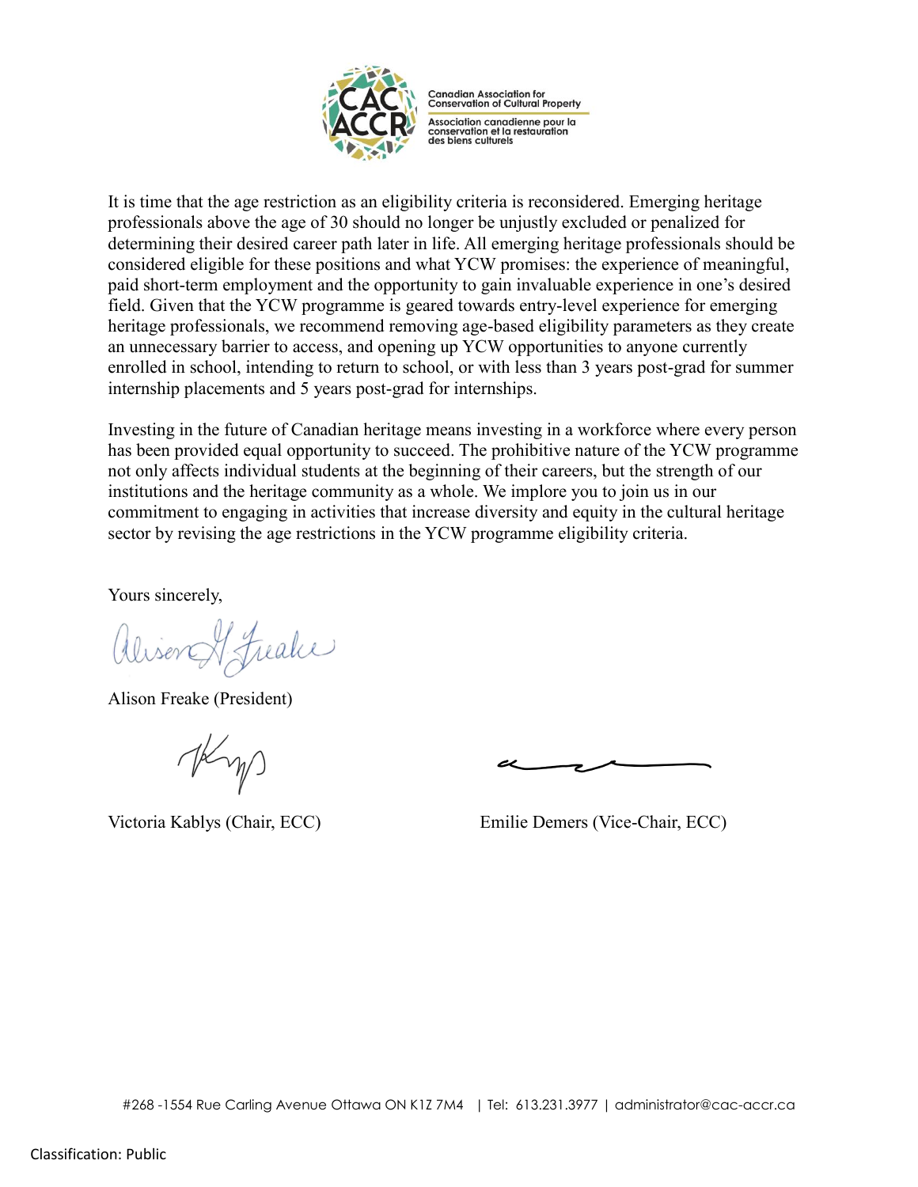Canadian Association for Conservation of Cultural Property

Association canadienne pour la conservation et la restauration des biens culturels

It is time that the age restriction as an eligibility criteria is reconsidered. Emerging heritage professionals above the age of 30 should no longer be unjustly excluded or penalized for determining their desired career path later in life. All emerging heritage professionals should be considered eligible for these positions and what YCW promises: the experience of meaningful, paid short-term employment and the opportunity to gain invaluable experience in one's desired field. Given that the YCW programme is geared towards entry-level experience for emerging heritage professionals, we recommend removing age-based eligibility parameters as they create an unnecessary barrier to access, and opening up YCW opportunities to anyone currently enrolled in school, intending to return to school, or with less than 3 years post-grad for summer internship placements and 5 years post-grad for internships.

Investing in the future of Canadian heritage means investing in a workforce where every person has been provided equal opportunity to succeed. The prohibitive nature of the YCW programme not only affects individual students at the beginning of their careers, but the strength of our institutions and the heritage community as a whole. We implore you to join us in our commitment to engaging in activities that increase diversity and equity in the cultural heritage sector by revising the age restrictions in the YCW programme eligibility criteria.

Yours sincerely,

Alison Freake (President)

Victoria Kablys (Chair, ECC)

Emilie Demers (Vice-Chair, ECC)

#268 -1554 Rue Carling Avenue Ottawa ON K1Z 7M4 | Tel: 613.231.3977 | administrator@cac-accr.ca

Classification: Public